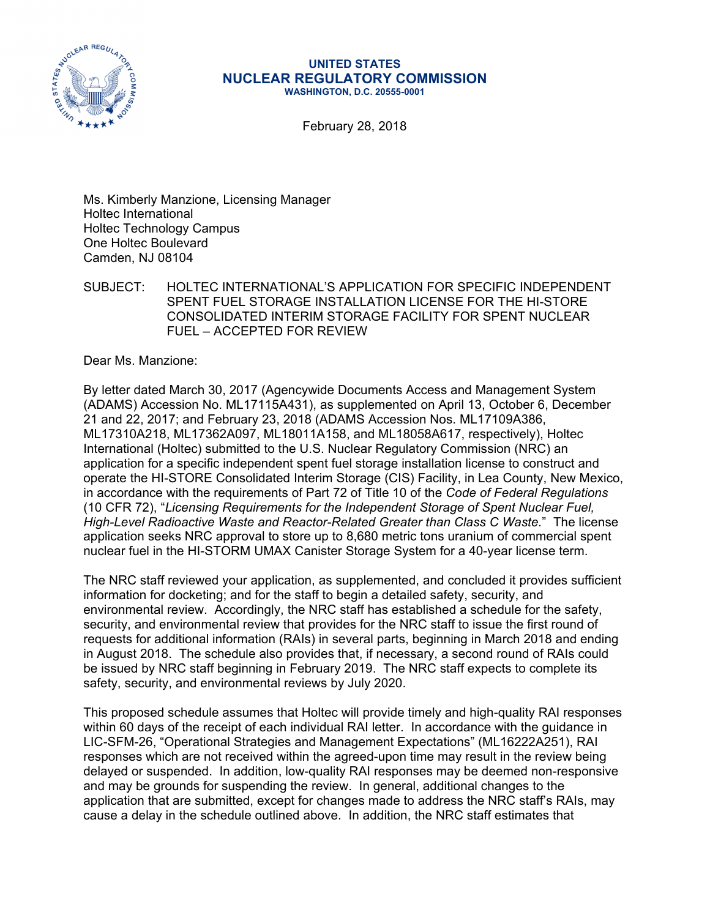**UNITED STATES**
**NUCLEAR REGULATORY COMMISSION**
**WASHINGTON, D.C. 20555-0001**

February 28, 2018

Ms. Kimberly Manzione, Licensing Manager
Holtec International
Holtec Technology Campus
One Holtec Boulevard
Camden, NJ 08104

SUBJECT: HOLTEC INTERNATIONAL'S APPLICATION FOR SPECIFIC INDEPENDENT SPENT FUEL STORAGE INSTALLATION LICENSE FOR THE HI-STORE CONSOLIDATED INTERIM STORAGE FACILITY FOR SPENT NUCLEAR FUEL – ACCEPTED FOR REVIEW

Dear Ms. Manzione:

By letter dated March 30, 2017 (Agencywide Documents Access and Management System (ADAMS) Accession No. ML17115A431), as supplemented on April 13, October 6, December 21 and 22, 2017; and February 23, 2018 (ADAMS Accession Nos. ML17109A386, ML17310A218, ML17362A097, ML18011A158, and ML18058A617, respectively), Holtec International (Holtec) submitted to the U.S. Nuclear Regulatory Commission (NRC) an application for a specific independent spent fuel storage installation license to construct and operate the HI-STORE Consolidated Interim Storage (CIS) Facility, in Lea County, New Mexico, in accordance with the requirements of Part 72 of Title 10 of the *Code of Federal Regulations* (10 CFR 72), "*Licensing Requirements for the Independent Storage of Spent Nuclear Fuel, High-Level Radioactive Waste and Reactor-Related Greater than Class C Waste.*" The license application seeks NRC approval to store up to 8,680 metric tons uranium of commercial spent nuclear fuel in the HI-STORM UMAX Canister Storage System for a 40-year license term.

The NRC staff reviewed your application, as supplemented, and concluded it provides sufficient information for docketing; and for the staff to begin a detailed safety, security, and environmental review. Accordingly, the NRC staff has established a schedule for the safety, security, and environmental review that provides for the NRC staff to issue the first round of requests for additional information (RAIs) in several parts, beginning in March 2018 and ending in August 2018. The schedule also provides that, if necessary, a second round of RAIs could be issued by NRC staff beginning in February 2019. The NRC staff expects to complete its safety, security, and environmental reviews by July 2020.

This proposed schedule assumes that Holtec will provide timely and high-quality RAI responses within 60 days of the receipt of each individual RAI letter. In accordance with the guidance in LIC-SFM-26, "Operational Strategies and Management Expectations" (ML16222A251), RAI responses which are not received within the agreed-upon time may result in the review being delayed or suspended. In addition, low-quality RAI responses may be deemed non-responsive and may be grounds for suspending the review. In general, additional changes to the application that are submitted, except for changes made to address the NRC staff's RAIs, may cause a delay in the schedule outlined above. In addition, the NRC staff estimates that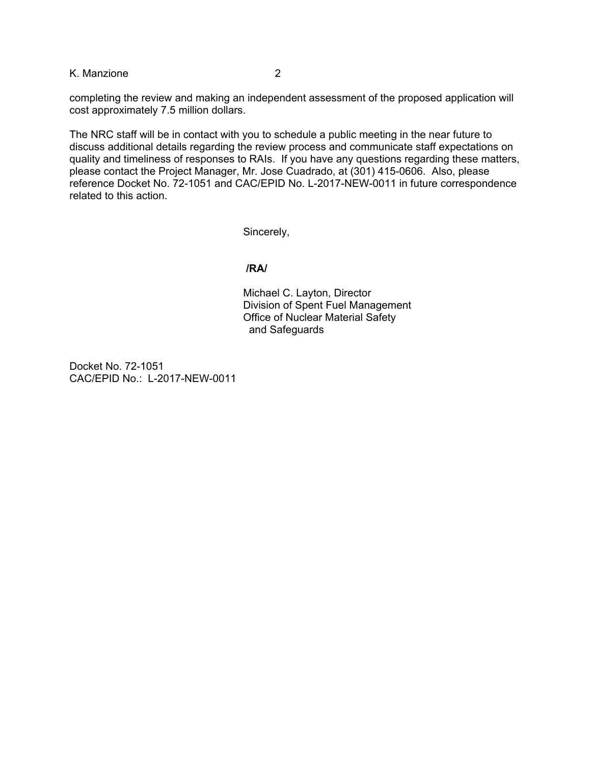completing the review and making an independent assessment of the proposed application will cost approximately 7.5 million dollars.

The NRC staff will be in contact with you to schedule a public meeting in the near future to discuss additional details regarding the review process and communicate staff expectations on quality and timeliness of responses to RAIs. If you have any questions regarding these matters, please contact the Project Manager, Mr. Jose Cuadrado, at (301) 415-0606. Also, please reference Docket No. 72-1051 and CAC/EPID No. L-2017-NEW-0011 in future correspondence related to this action.

Sincerely,

**/RA/**

Michael C. Layton, Director
Division of Spent Fuel Management
Office of Nuclear Material Safety
and Safeguards

Docket No. 72-1051
CAC/EPID No.: L-2017-NEW-0011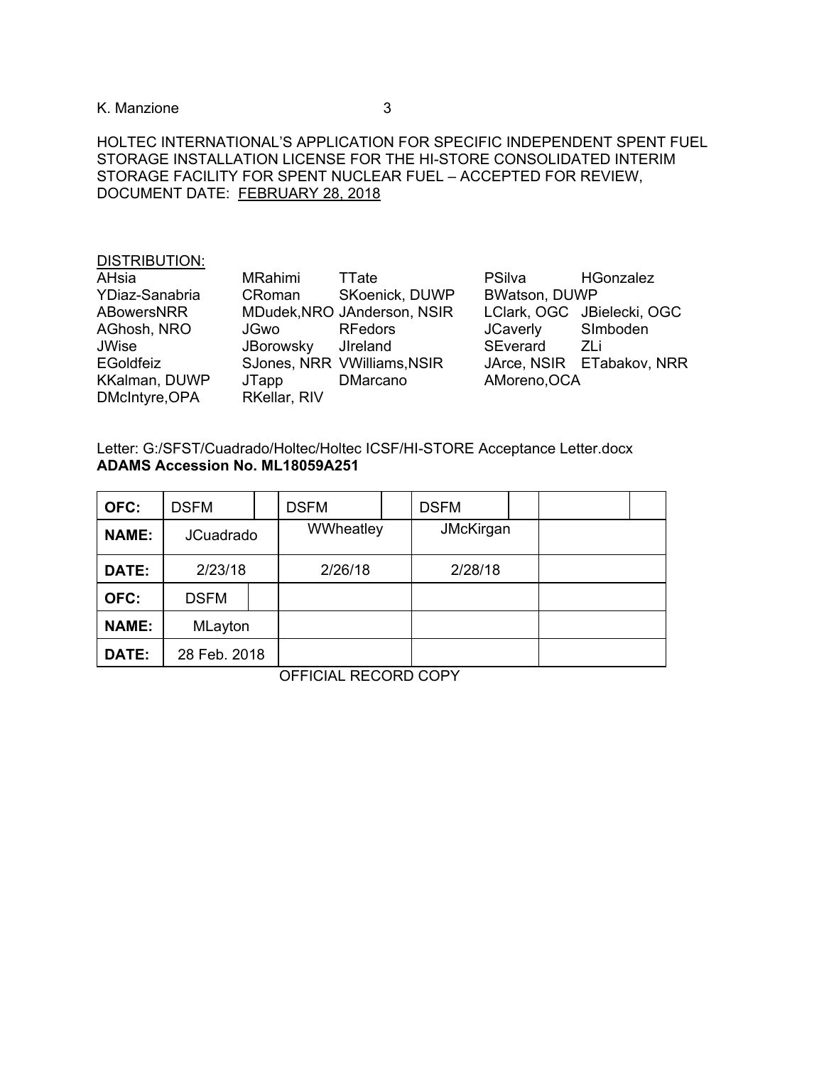HOLTEC INTERNATIONAL'S APPLICATION FOR SPECIFIC INDEPENDENT SPENT FUEL STORAGE INSTALLATION LICENSE FOR THE HI-STORE CONSOLIDATED INTERIM STORAGE FACILITY FOR SPENT NUCLEAR FUEL – ACCEPTED FOR REVIEW, DOCUMENT DATE: FEBRUARY 28, 2018

DISTRIBUTION:

| | | | | |
|---|---|---|---|---|
| AHsia | MRahimi | TTate | PSilva | HGonzalez |
| YDiaz-Sanabria | CRoman | SKoenick, DUWP | BWatson, DUWP | |
| ABowersNRR | MDudek,NRO | JAnderson, NSIR | LClark, OGC | JBielecki, OGC |
| AGhosh, NRO | JGwo | RFedors | JCaverly | SImboden |
| JWise | JBorowsky | JIreland | SEverard | ZLi |
| EGoldfeiz | SJones, NRR | VWilliams,NSIR | JArce, NSIR | ETabakov, NRR |
| KKalman, DUWP | JTapp | DMarcano | AMoreno,OCA | |
| DMcIntyre,OPA | RKellar, RIV | | | |

Letter: G:/SFST/Cuadrado/Holtec/Holtec ICSF/HI-STORE Acceptance Letter.docx
**ADAMS Accession No. ML18059A251**

| | | | | |
|---|---|---|---|---|
| **OFC:** | DSFM | DSFM | DSFM | |
| **NAME:** | JCuadrado | WWheatley | JMcKirgan | |
| **DATE:** | 2/23/18 | 2/26/18 | 2/28/18 | |
| **OFC:** | DSFM | | | |
| **NAME:** | MLayton | | | |
| **DATE:** | 28 Feb. 2018 | | | |

OFFICIAL RECORD COPY